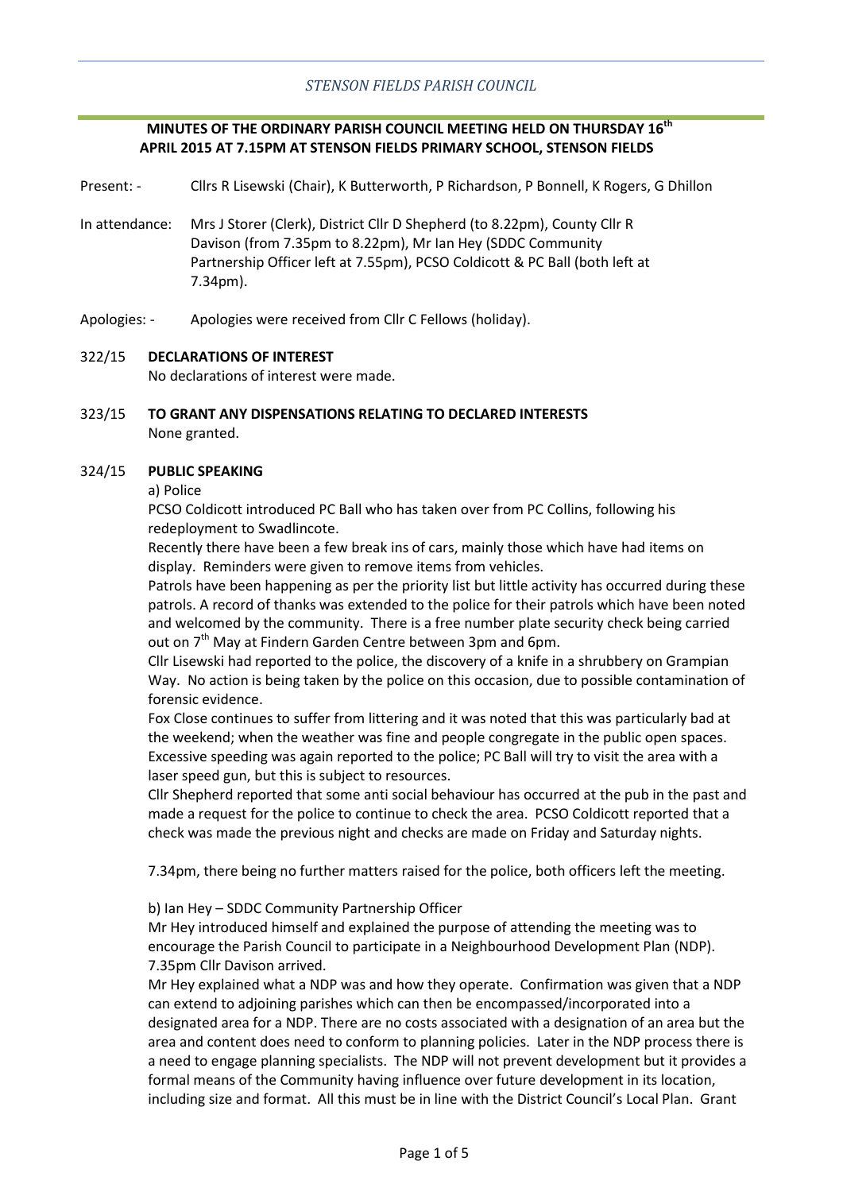*STENSON FIELDS PARISH COUNCIL*

**MINUTES OF THE ORDINARY PARISH COUNCIL MEETING HELD ON THURSDAY 16th APRIL 2015 AT 7.15PM AT STENSON FIELDS PRIMARY SCHOOL, STENSON FIELDS**

Present: - Cllrs R Lisewski (Chair), K Butterworth, P Richardson, P Bonnell, K Rogers, G Dhillon

In attendance: Mrs J Storer (Clerk), District Cllr D Shepherd (to 8.22pm), County Cllr R Davison (from 7.35pm to 8.22pm), Mr Ian Hey (SDDC Community Partnership Officer left at 7.55pm), PCSO Coldicott & PC Ball (both left at 7.34pm).

Apologies: - Apologies were received from Cllr C Fellows (holiday).

**322/15 DECLARATIONS OF INTEREST**

No declarations of interest were made.

**323/15 TO GRANT ANY DISPENSATIONS RELATING TO DECLARED INTERESTS**

None granted.

**324/15 PUBLIC SPEAKING**

a) Police

PCSO Coldicott introduced PC Ball who has taken over from PC Collins, following his redeployment to Swadlincote.

Recently there have been a few break ins of cars, mainly those which have had items on display. Reminders were given to remove items from vehicles.

Patrols have been happening as per the priority list but little activity has occurred during these patrols. A record of thanks was extended to the police for their patrols which have been noted and welcomed by the community. There is a free number plate security check being carried out on 7th May at Findern Garden Centre between 3pm and 6pm.

Cllr Lisewski had reported to the police, the discovery of a knife in a shrubbery on Grampian Way. No action is being taken by the police on this occasion, due to possible contamination of forensic evidence.

Fox Close continues to suffer from littering and it was noted that this was particularly bad at the weekend; when the weather was fine and people congregate in the public open spaces.

Excessive speeding was again reported to the police; PC Ball will try to visit the area with a laser speed gun, but this is subject to resources.

Cllr Shepherd reported that some anti social behaviour has occurred at the pub in the past and made a request for the police to continue to check the area. PCSO Coldicott reported that a check was made the previous night and checks are made on Friday and Saturday nights.

7.34pm, there being no further matters raised for the police, both officers left the meeting.

b) Ian Hey – SDDC Community Partnership Officer

Mr Hey introduced himself and explained the purpose of attending the meeting was to encourage the Parish Council to participate in a Neighbourhood Development Plan (NDP).

7.35pm Cllr Davison arrived.

Mr Hey explained what a NDP was and how they operate. Confirmation was given that a NDP can extend to adjoining parishes which can then be encompassed/incorporated into a designated area for a NDP. There are no costs associated with a designation of an area but the area and content does need to conform to planning policies. Later in the NDP process there is a need to engage planning specialists. The NDP will not prevent development but it provides a formal means of the Community having influence over future development in its location, including size and format. All this must be in line with the District Council's Local Plan. Grant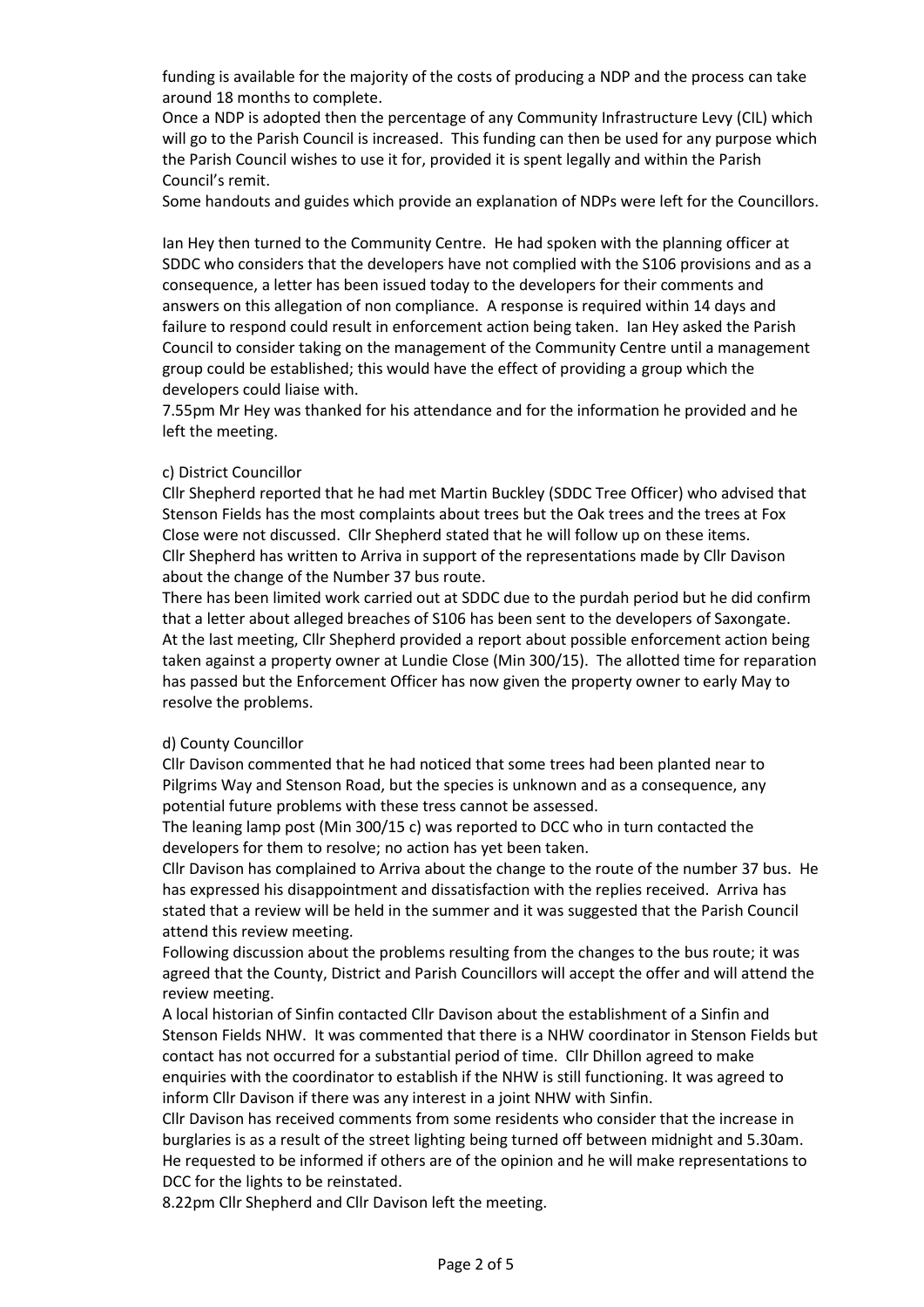funding is available for the majority of the costs of producing a NDP and the process can take around 18 months to complete.
Once a NDP is adopted then the percentage of any Community Infrastructure Levy (CIL) which will go to the Parish Council is increased. This funding can then be used for any purpose which the Parish Council wishes to use it for, provided it is spent legally and within the Parish Council's remit.
Some handouts and guides which provide an explanation of NDPs were left for the Councillors.

Ian Hey then turned to the Community Centre. He had spoken with the planning officer at SDDC who considers that the developers have not complied with the S106 provisions and as a consequence, a letter has been issued today to the developers for their comments and answers on this allegation of non compliance. A response is required within 14 days and failure to respond could result in enforcement action being taken. Ian Hey asked the Parish Council to consider taking on the management of the Community Centre until a management group could be established; this would have the effect of providing a group which the developers could liaise with.
7.55pm Mr Hey was thanked for his attendance and for the information he provided and he left the meeting.

c) District Councillor

Cllr Shepherd reported that he had met Martin Buckley (SDDC Tree Officer) who advised that Stenson Fields has the most complaints about trees but the Oak trees and the trees at Fox Close were not discussed. Cllr Shepherd stated that he will follow up on these items.
Cllr Shepherd has written to Arriva in support of the representations made by Cllr Davison about the change of the Number 37 bus route.
There has been limited work carried out at SDDC due to the purdah period but he did confirm that a letter about alleged breaches of S106 has been sent to the developers of Saxongate.
At the last meeting, Cllr Shepherd provided a report about possible enforcement action being taken against a property owner at Lundie Close (Min 300/15). The allotted time for reparation has passed but the Enforcement Officer has now given the property owner to early May to resolve the problems.

d) County Councillor

Cllr Davison commented that he had noticed that some trees had been planted near to Pilgrims Way and Stenson Road, but the species is unknown and as a consequence, any potential future problems with these tress cannot be assessed.
The leaning lamp post (Min 300/15 c) was reported to DCC who in turn contacted the developers for them to resolve; no action has yet been taken.
Cllr Davison has complained to Arriva about the change to the route of the number 37 bus. He has expressed his disappointment and dissatisfaction with the replies received. Arriva has stated that a review will be held in the summer and it was suggested that the Parish Council attend this review meeting.
Following discussion about the problems resulting from the changes to the bus route; it was agreed that the County, District and Parish Councillors will accept the offer and will attend the review meeting.
A local historian of Sinfin contacted Cllr Davison about the establishment of a Sinfin and Stenson Fields NHW. It was commented that there is a NHW coordinator in Stenson Fields but contact has not occurred for a substantial period of time. Cllr Dhillon agreed to make enquiries with the coordinator to establish if the NHW is still functioning. It was agreed to inform Cllr Davison if there was any interest in a joint NHW with Sinfin.
Cllr Davison has received comments from some residents who consider that the increase in burglaries is as a result of the street lighting being turned off between midnight and 5.30am. He requested to be informed if others are of the opinion and he will make representations to DCC for the lights to be reinstated.
8.22pm Cllr Shepherd and Cllr Davison left the meeting.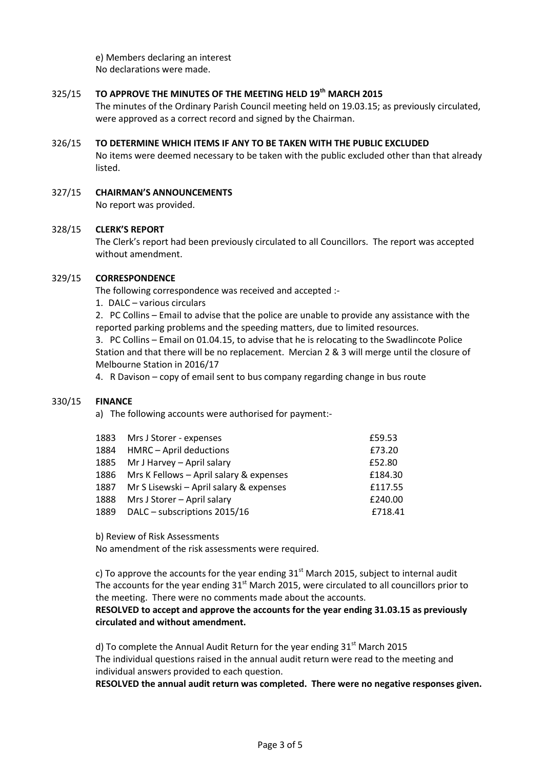e) Members declaring an interest
No declarations were made.

### 325/15 TO APPROVE THE MINUTES OF THE MEETING HELD 19th MARCH 2015

The minutes of the Ordinary Parish Council meeting held on 19.03.15; as previously circulated, were approved as a correct record and signed by the Chairman.

### 326/15 TO DETERMINE WHICH ITEMS IF ANY TO BE TAKEN WITH THE PUBLIC EXCLUDED

No items were deemed necessary to be taken with the public excluded other than that already listed.

### 327/15 CHAIRMAN'S ANNOUNCEMENTS

No report was provided.

### 328/15 CLERK'S REPORT

The Clerk's report had been previously circulated to all Councillors. The report was accepted without amendment.

### 329/15 CORRESPONDENCE

The following correspondence was received and accepted :-

1. DALC – various circulars
2. PC Collins – Email to advise that the police are unable to provide any assistance with the reported parking problems and the speeding matters, due to limited resources.
3. PC Collins – Email on 01.04.15, to advise that he is relocating to the Swadlincote Police Station and that there will be no replacement. Mercian 2 & 3 will merge until the closure of Melbourne Station in 2016/17
4. R Davison – copy of email sent to bus company regarding change in bus route

### 330/15 FINANCE

a) The following accounts were authorised for payment:-

| | | |
|---|---|---|
| 1883 | Mrs J Storer - expenses | £59.53 |
| 1884 | HMRC – April deductions | £73.20 |
| 1885 | Mr J Harvey – April salary | £52.80 |
| 1886 | Mrs K Fellows – April salary & expenses | £184.30 |
| 1887 | Mr S Lisewski – April salary & expenses | £117.55 |
| 1888 | Mrs J Storer – April salary | £240.00 |
| 1889 | DALC – subscriptions 2015/16 | £718.41 |

b) Review of Risk Assessments
No amendment of the risk assessments were required.

c) To approve the accounts for the year ending 31st March 2015, subject to internal audit
The accounts for the year ending 31st March 2015, were circulated to all councillors prior to the meeting. There were no comments made about the accounts.
**RESOLVED to accept and approve the accounts for the year ending 31.03.15 as previously circulated and without amendment.**

d) To complete the Annual Audit Return for the year ending 31st March 2015
The individual questions raised in the annual audit return were read to the meeting and individual answers provided to each question.
**RESOLVED the annual audit return was completed. There were no negative responses given.**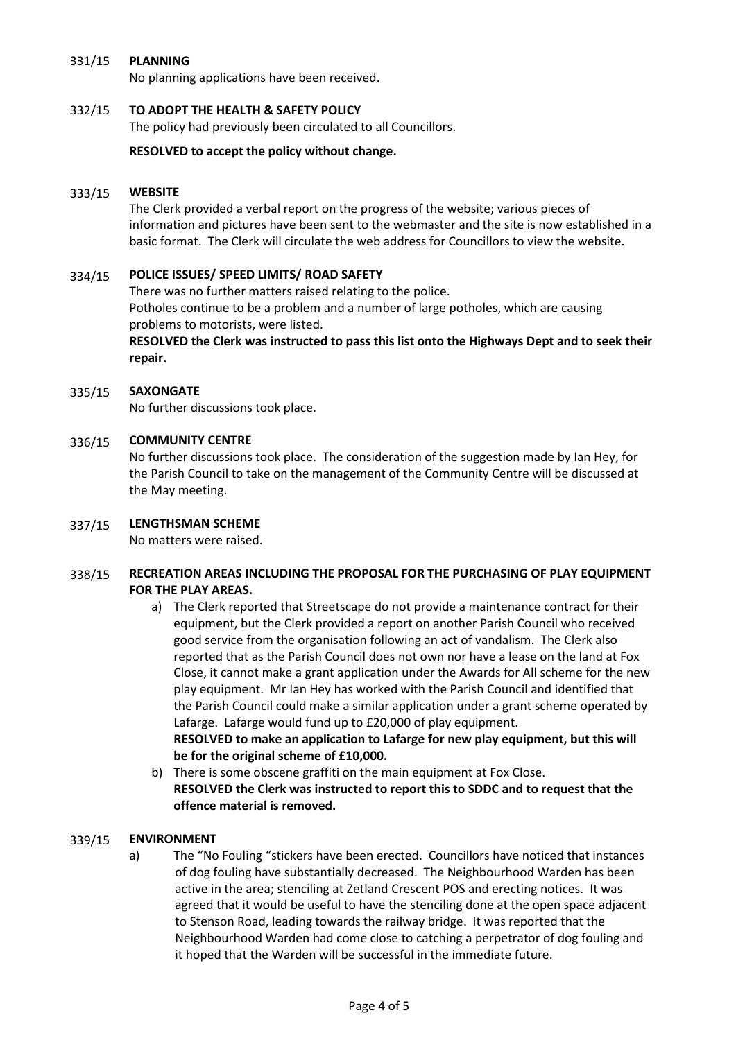331/15 **PLANNING**

No planning applications have been received.

332/15 **TO ADOPT THE HEALTH & SAFETY POLICY**

The policy had previously been circulated to all Councillors.

**RESOLVED to accept the policy without change.**

333/15 **WEBSITE**

The Clerk provided a verbal report on the progress of the website; various pieces of information and pictures have been sent to the webmaster and the site is now established in a basic format. The Clerk will circulate the web address for Councillors to view the website.

334/15 **POLICE ISSUES/ SPEED LIMITS/ ROAD SAFETY**

There was no further matters raised relating to the police.
Potholes continue to be a problem and a number of large potholes, which are causing problems to motorists, were listed.
**RESOLVED the Clerk was instructed to pass this list onto the Highways Dept and to seek their repair.**

335/15 **SAXONGATE**

No further discussions took place.

336/15 **COMMUNITY CENTRE**

No further discussions took place. The consideration of the suggestion made by Ian Hey, for the Parish Council to take on the management of the Community Centre will be discussed at the May meeting.

337/15 **LENGTHSMAN SCHEME**

No matters were raised.

338/15 **RECREATION AREAS INCLUDING THE PROPOSAL FOR THE PURCHASING OF PLAY EQUIPMENT FOR THE PLAY AREAS.**

a) The Clerk reported that Streetscape do not provide a maintenance contract for their equipment, but the Clerk provided a report on another Parish Council who received good service from the organisation following an act of vandalism. The Clerk also reported that as the Parish Council does not own nor have a lease on the land at Fox Close, it cannot make a grant application under the Awards for All scheme for the new play equipment. Mr Ian Hey has worked with the Parish Council and identified that the Parish Council could make a similar application under a grant scheme operated by Lafarge. Lafarge would fund up to £20,000 of play equipment.
**RESOLVED to make an application to Lafarge for new play equipment, but this will be for the original scheme of £10,000.**

b) There is some obscene graffiti on the main equipment at Fox Close.
**RESOLVED the Clerk was instructed to report this to SDDC and to request that the offence material is removed.**

339/15 **ENVIRONMENT**

a) The "No Fouling "stickers have been erected. Councillors have noticed that instances of dog fouling have substantially decreased. The Neighbourhood Warden has been active in the area; stenciling at Zetland Crescent POS and erecting notices. It was agreed that it would be useful to have the stenciling done at the open space adjacent to Stenson Road, leading towards the railway bridge. It was reported that the Neighbourhood Warden had come close to catching a perpetrator of dog fouling and it hoped that the Warden will be successful in the immediate future.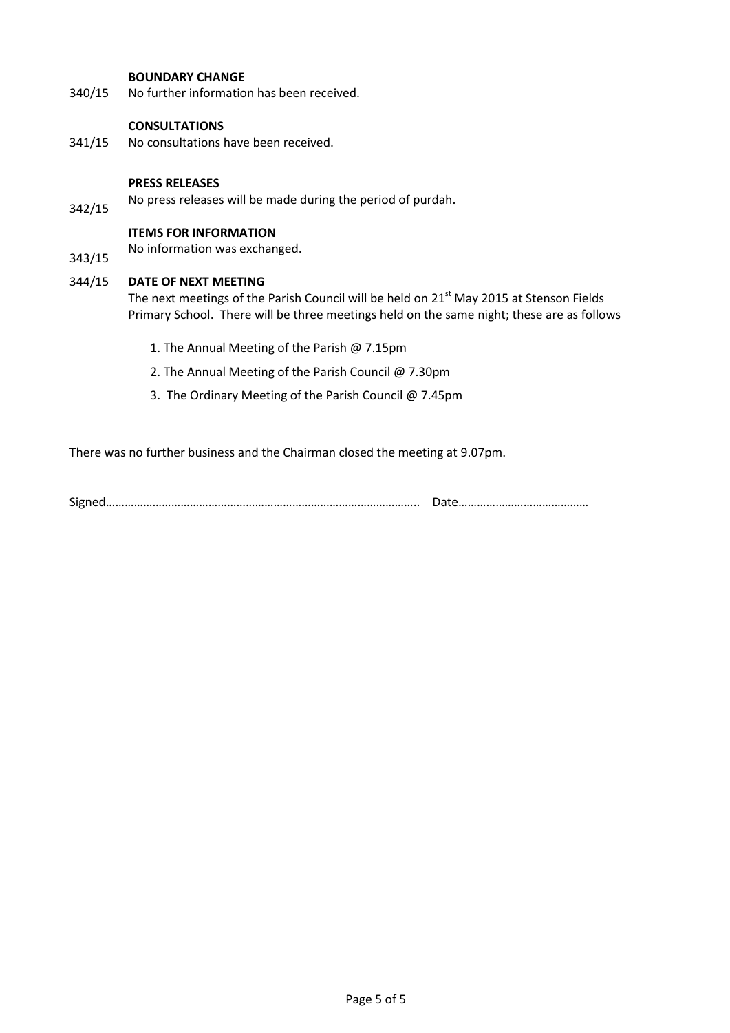340/15 **BOUNDARY CHANGE**

No further information has been received.

341/15 **CONSULTATIONS**

No consultations have been received.

342/15 **PRESS RELEASES**

No press releases will be made during the period of purdah.

343/15 **ITEMS FOR INFORMATION**

No information was exchanged.

344/15 **DATE OF NEXT MEETING**

The next meetings of the Parish Council will be held on 21st May 2015 at Stenson Fields Primary School. There will be three meetings held on the same night; these are as follows

1. The Annual Meeting of the Parish @ 7.15pm
2. The Annual Meeting of the Parish Council @ 7.30pm
3. The Ordinary Meeting of the Parish Council @ 7.45pm

There was no further business and the Chairman closed the meeting at 9.07pm.

Signed……………………………………………………………………………………….. Date……………………………………